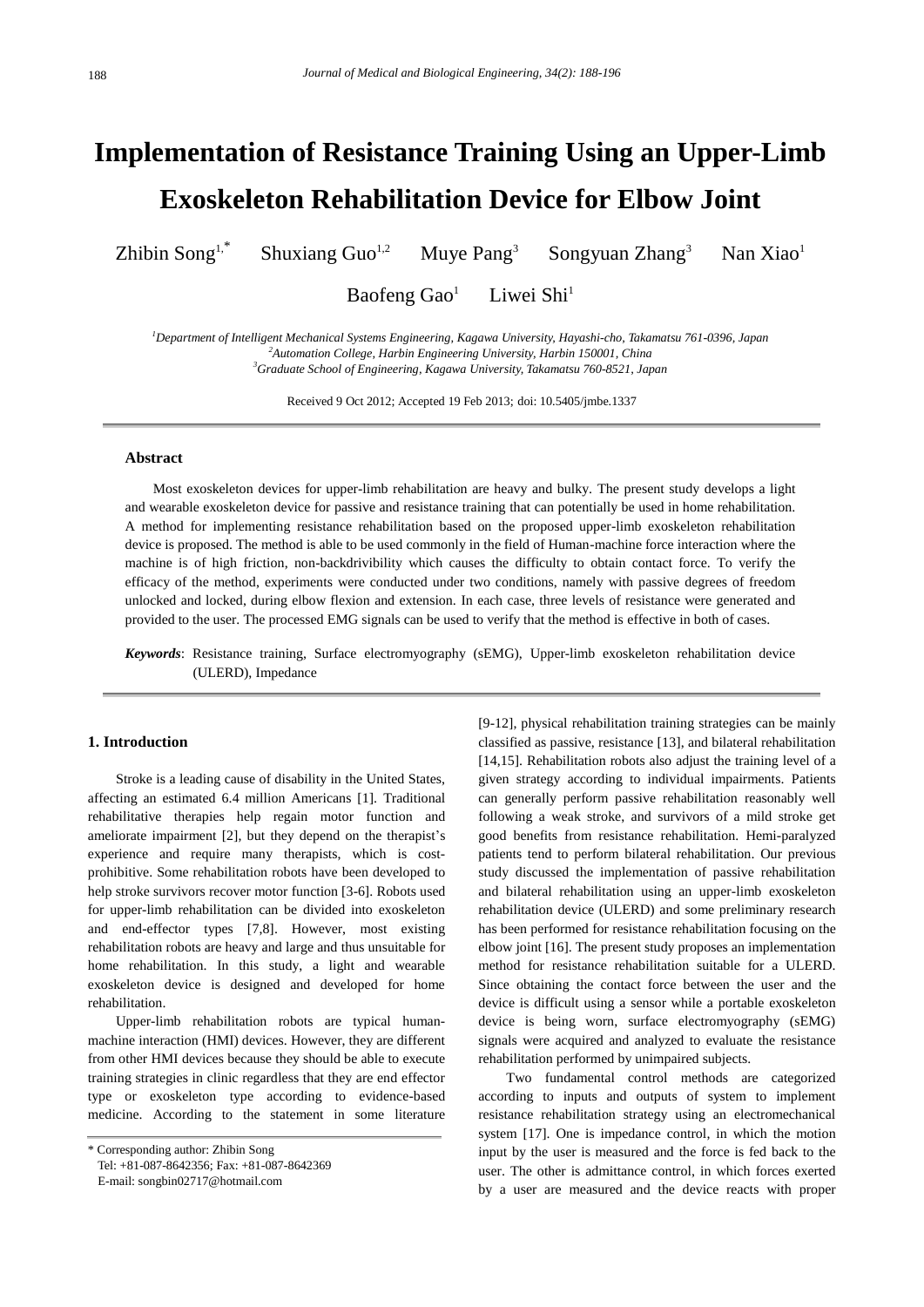# Implementation of Resistance Training Using an Upper-Limb Exoskeleton Rehabilitation Device for Elbow Joint

Zhibin Song[1,*] Shuxiang Guo[1,2] Muye Pang[3] Songyuan Zhang[3] Nan Xiao[1] Baofeng Gao[1] Liwei Shi[1]

[1]*Department of Intelligent Mechanical Systems Engineering, Kagawa University, Hayashi-cho, Takamatsu 761-0396, Japan*
[2]*Automation College, Harbin Engineering University, Harbin 150001, China*
[3]*Graduate School of Engineering, Kagawa University, Takamatsu 760-8521, Japan*

Received 9 Oct 2012; Accepted 19 Feb 2013; doi: 10.5405/jmbe.1337

### Abstract

Most exoskeleton devices for upper-limb rehabilitation are heavy and bulky. The present study develops a light and wearable exoskeleton device for passive and resistance training that can potentially be used in home rehabilitation. A method for implementing resistance rehabilitation based on the proposed upper-limb exoskeleton rehabilitation device is proposed. The method is able to be used commonly in the field of Human-machine force interaction where the machine is of high friction, non-backdrivibility which causes the difficulty to obtain contact force. To verify the efficacy of the method, experiments were conducted under two conditions, namely with passive degrees of freedom unlocked and locked, during elbow flexion and extension. In each case, three levels of resistance were generated and provided to the user. The processed EMG signals can be used to verify that the method is effective in both of cases.

***Keywords***: Resistance training, Surface electromyography (sEMG), Upper-limb exoskeleton rehabilitation device (ULERD), Impedance

## 1. Introduction

Stroke is a leading cause of disability in the United States, affecting an estimated 6.4 million Americans [1]. Traditional rehabilitative therapies help regain motor function and ameliorate impairment [2], but they depend on the therapist's experience and require many therapists, which is cost-prohibitive. Some rehabilitation robots have been developed to help stroke survivors recover motor function [3-6]. Robots used for upper-limb rehabilitation can be divided into exoskeleton and end-effector types [7,8]. However, most existing rehabilitation robots are heavy and large and thus unsuitable for home rehabilitation. In this study, a light and wearable exoskeleton device is designed and developed for home rehabilitation.

Upper-limb rehabilitation robots are typical human-machine interaction (HMI) devices. However, they are different from other HMI devices because they should be able to execute training strategies in clinic regardless that they are end effector type or exoskeleton type according to evidence-based medicine. According to the statement in some literature [9-12], physical rehabilitation training strategies can be mainly classified as passive, resistance [13], and bilateral rehabilitation [14,15]. Rehabilitation robots also adjust the training level of a given strategy according to individual impairments. Patients can generally perform passive rehabilitation reasonably well following a weak stroke, and survivors of a mild stroke get good benefits from resistance rehabilitation. Hemi-paralyzed patients tend to perform bilateral rehabilitation. Our previous study discussed the implementation of passive rehabilitation and bilateral rehabilitation using an upper-limb exoskeleton rehabilitation device (ULERD) and some preliminary research has been performed for resistance rehabilitation focusing on the elbow joint [16]. The present study proposes an implementation method for resistance rehabilitation suitable for a ULERD. Since obtaining the contact force between the user and the device is difficult using a sensor while a portable exoskeleton device is being worn, surface electromyography (sEMG) signals were acquired and analyzed to evaluate the resistance rehabilitation performed by unimpaired subjects.

Two fundamental control methods are categorized according to inputs and outputs of system to implement resistance rehabilitation strategy using an electromechanical system [17]. One is impedance control, in which the motion input by the user is measured and the force is fed back to the user. The other is admittance control, in which forces exerted by a user are measured and the device reacts with proper

\* Corresponding author: Zhibin Song
Tel: +81-087-8642356; Fax: +81-087-8642369
E-mail: songbin02717@hotmail.com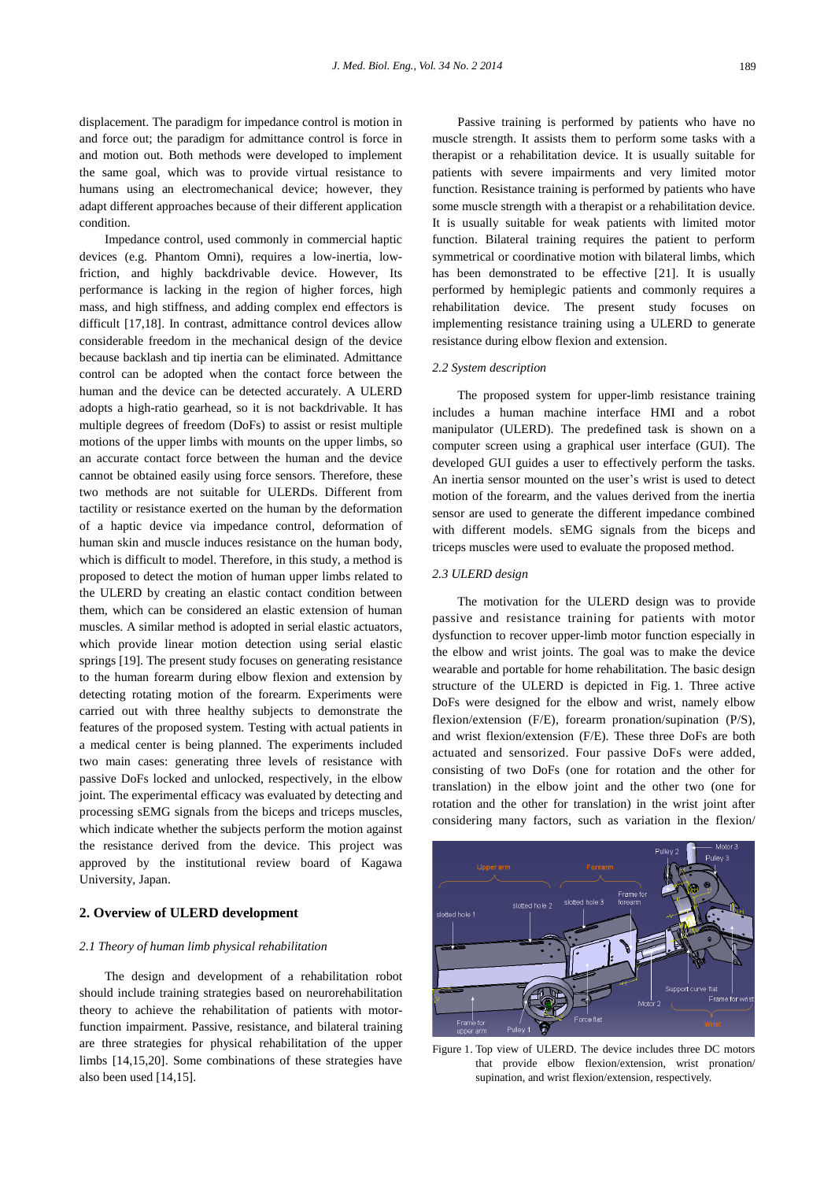displacement. The paradigm for impedance control is motion in and force out; the paradigm for admittance control is force in and motion out. Both methods were developed to implement the same goal, which was to provide virtual resistance to humans using an electromechanical device; however, they adapt different approaches because of their different application condition.

Impedance control, used commonly in commercial haptic devices (e.g. Phantom Omni), requires a low-inertia, low-friction, and highly backdrivable device. However, Its performance is lacking in the region of higher forces, high mass, and high stiffness, and adding complex end effectors is difficult [17,18]. In contrast, admittance control devices allow considerable freedom in the mechanical design of the device because backlash and tip inertia can be eliminated. Admittance control can be adopted when the contact force between the human and the device can be detected accurately. A ULERD adopts a high-ratio gearhead, so it is not backdrivable. It has multiple degrees of freedom (DoFs) to assist or resist multiple motions of the upper limbs with mounts on the upper limbs, so an accurate contact force between the human and the device cannot be obtained easily using force sensors. Therefore, these two methods are not suitable for ULERDs. Different from tactility or resistance exerted on the human by the deformation of a haptic device via impedance control, deformation of human skin and muscle induces resistance on the human body, which is difficult to model. Therefore, in this study, a method is proposed to detect the motion of human upper limbs related to the ULERD by creating an elastic contact condition between them, which can be considered an elastic extension of human muscles. A similar method is adopted in serial elastic actuators, which provide linear motion detection using serial elastic springs [19]. The present study focuses on generating resistance to the human forearm during elbow flexion and extension by detecting rotating motion of the forearm. Experiments were carried out with three healthy subjects to demonstrate the features of the proposed system. Testing with actual patients in a medical center is being planned. The experiments included two main cases: generating three levels of resistance with passive DoFs locked and unlocked, respectively, in the elbow joint. The experimental efficacy was evaluated by detecting and processing sEMG signals from the biceps and triceps muscles, which indicate whether the subjects perform the motion against the resistance derived from the device. This project was approved by the institutional review board of Kagawa University, Japan.

## 2. Overview of ULERD development

### 2.1 Theory of human limb physical rehabilitation

The design and development of a rehabilitation robot should include training strategies based on neurorehabilitation theory to achieve the rehabilitation of patients with motor-function impairment. Passive, resistance, and bilateral training are three strategies for physical rehabilitation of the upper limbs [14,15,20]. Some combinations of these strategies have also been used [14,15].

Passive training is performed by patients who have no muscle strength. It assists them to perform some tasks with a therapist or a rehabilitation device. It is usually suitable for patients with severe impairments and very limited motor function. Resistance training is performed by patients who have some muscle strength with a therapist or a rehabilitation device. It is usually suitable for weak patients with limited motor function. Bilateral training requires the patient to perform symmetrical or coordinative motion with bilateral limbs, which has been demonstrated to be effective [21]. It is usually performed by hemiplegic patients and commonly requires a rehabilitation device. The present study focuses on implementing resistance training using a ULERD to generate resistance during elbow flexion and extension.

### 2.2 System description

The proposed system for upper-limb resistance training includes a human machine interface HMI and a robot manipulator (ULERD). The predefined task is shown on a computer screen using a graphical user interface (GUI). The developed GUI guides a user to effectively perform the tasks. An inertia sensor mounted on the user's wrist is used to detect motion of the forearm, and the values derived from the inertia sensor are used to generate the different impedance combined with different models. sEMG signals from the biceps and triceps muscles were used to evaluate the proposed method.

### 2.3 ULERD design

The motivation for the ULERD design was to provide passive and resistance training for patients with motor dysfunction to recover upper-limb motor function especially in the elbow and wrist joints. The goal was to make the device wearable and portable for home rehabilitation. The basic design structure of the ULERD is depicted in Fig. 1. Three active DoFs were designed for the elbow and wrist, namely elbow flexion/extension (F/E), forearm pronation/supination (P/S), and wrist flexion/extension (F/E). These three DoFs are both actuated and sensorized. Four passive DoFs were added, consisting of two DoFs (one for rotation and the other for translation) in the elbow joint and the other two (one for rotation and the other for translation) in the wrist joint after considering many factors, such as variation in the flexion/

Figure 1. Top view of ULERD. The device includes three DC motors that provide elbow flexion/extension, wrist pronation/supination, and wrist flexion/extension, respectively.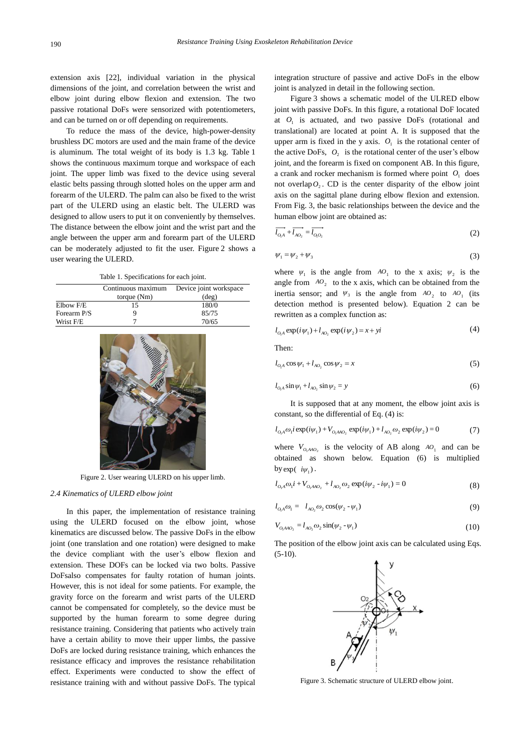extension axis [22], individual variation in the physical dimensions of the joint, and correlation between the wrist and elbow joint during elbow flexion and extension. The two passive rotational DoFs were sensorized with potentiometers, and can be turned on or off depending on requirements.

To reduce the mass of the device, high-power-density brushless DC motors are used and the main frame of the device is aluminum. The total weight of its body is 1.3 kg. Table 1 shows the continuous maximum torque and workspace of each joint. The upper limb was fixed to the device using several elastic belts passing through slotted holes on the upper arm and forearm of the ULERD. The palm can also be fixed to the wrist part of the ULERD using an elastic belt. The ULERD was designed to allow users to put it on conveniently by themselves. The distance between the elbow joint and the wrist part and the angle between the upper arm and forearm part of the ULERD can be moderately adjusted to fit the user. Figure 2 shows a user wearing the ULERD.

Table 1. Specifications for each joint.

| | Continuous maximum torque (Nm) | Device joint workspace (deg) |
|---|---|---|
| Elbow F/E | 15 | 180/0 |
| Forearm P/S | 9 | 85/75 |
| Wrist F/E | 7 | 70/65 |

Figure 2. User wearing ULERD on his upper limb.

### 2.4 Kinematics of ULERD elbow joint

In this paper, the implementation of resistance training using the ULERD focused on the elbow joint, whose kinematics are discussed below. The passive DoFs in the elbow joint (one translation and one rotation) were designed to make the device compliant with the user's elbow flexion and extension. These DOFs can be locked via two bolts. Passive DoFsalso compensates for faulty rotation of human joints. However, this is not ideal for some patients. For example, the gravity force on the forearm and wrist parts of the ULERD cannot be compensated for completely, so the device must be supported by the human forearm to some degree during resistance training. Considering that patients who actively train have a certain ability to move their upper limbs, the passive DoFs are locked during resistance training, which enhances the resistance efficacy and improves the resistance rehabilitation effect. Experiments were conducted to show the effect of resistance training with and without passive DoFs. The typical integration structure of passive and active DoFs in the elbow joint is analyzed in detail in the following section.

Figure 3 shows a schematic model of the ULRED elbow joint with passive DoFs. In this figure, a rotational DoF located at $O_1$ is actuated, and two passive DoFs (rotational and translational) are located at point A. It is supposed that the upper arm is fixed in the y axis. $O_1$ is the rotational center of the active DoFs, $O_2$ is the rotational center of the user's elbow joint, and the forearm is fixed on component AB. In this figure, a crank and rocker mechanism is formed where point $O_1$ does not overlap $O_2$. CD is the center disparity of the elbow joint axis on the sagittal plane during elbow flexion and extension. From Fig. 3, the basic relationships between the device and the human elbow joint are obtained as:

$$\overrightarrow{l_{O_1A}} + \overrightarrow{l_{AO_2}} = \overrightarrow{l_{O_1O_2}} \tag{2}$$

$$\psi_1 = \psi_2 + \psi_3 \tag{3}$$

where $\psi_1$ is the angle from $AO_1$ to the x axis; $\psi_2$ is the angle from $AO_2$ to the x axis, which can be obtained from the inertia sensor; and $\psi_3$ is the angle from $AO_2$ to $AO_1$ (its detection method is presented below). Equation 2 can be rewritten as a complex function as:

$$l_{O_1A}\exp(i\psi_1) + l_{AO_2}\exp(i\psi_2) = x + yi \tag{4}$$

Then:

$$l_{O_1A}\cos\psi_1 + l_{AO_2}\cos\psi_2 = x \tag{5}$$

$$l_{O_1A}\sin\psi_1 + l_{AO_2}\sin\psi_2 = y \tag{6}$$

It is supposed that at any moment, the elbow joint axis is constant, so the differential of Eq. (4) is:

$$l_{O_1A}\omega_1 i\exp(i\psi_1) + V_{O_1AAO_2}\exp(i\psi_1) + l_{AO_2}\omega_2\exp(i\psi_2) = 0 \tag{7}$$

where $V_{O_1AAO_2}$ is the velocity of AB along $AO_1$ and can be obtained as shown below. Equation (6) is multiplied by $\exp(\ i\psi_1)$.

$$l_{O_1A}\omega_1 i + V_{O_1AAO_2} + l_{AO_2}\omega_2\exp(i\psi_2 - i\psi_1) = 0 \tag{8}$$

$$l_{O_1A}\omega_1 = \ l_{AO_2}\omega_2\cos(\psi_2 - \psi_1) \tag{9}$$

$$V_{O_1AAO_2} = l_{AO_2}\omega_2\sin(\psi_2 - \psi_1) \tag{10}$$

The position of the elbow joint axis can be calculated using Eqs. (5-10).

Figure 3. Schematic structure of ULERD elbow joint.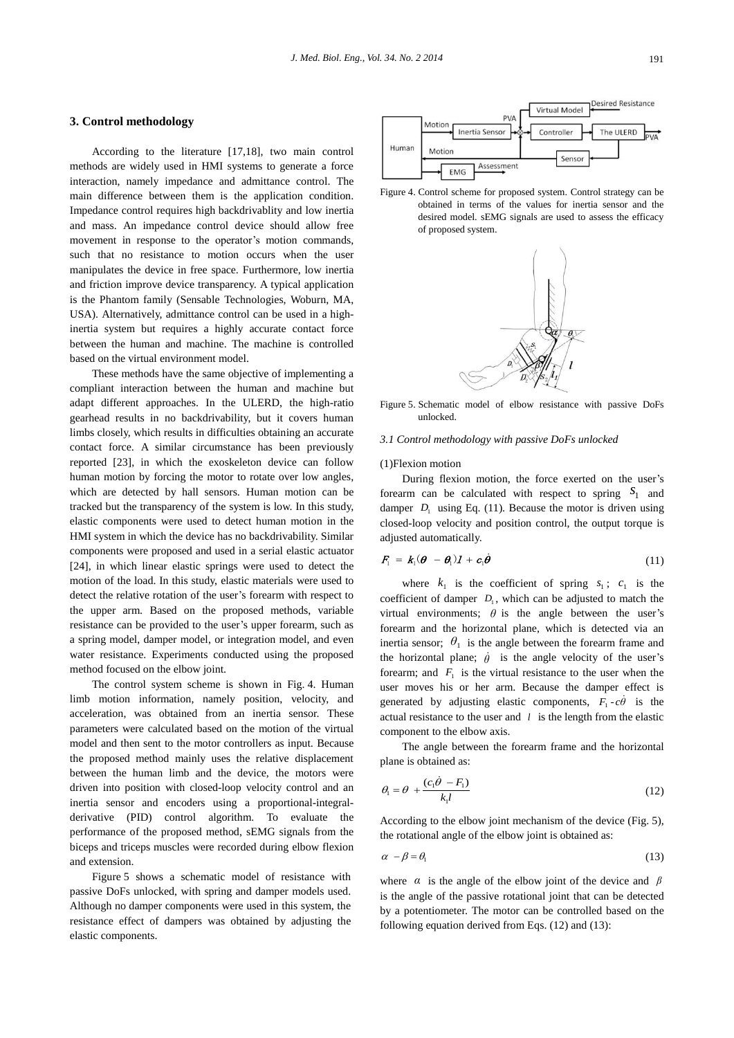## 3. Control methodology

According to the literature [17,18], two main control methods are widely used in HMI systems to generate a force interaction, namely impedance and admittance control. The main difference between them is the application condition. Impedance control requires high backdrivablity and low inertia and mass. An impedance control device should allow free movement in response to the operator's motion commands, such that no resistance to motion occurs when the user manipulates the device in free space. Furthermore, low inertia and friction improve device transparency. A typical application is the Phantom family (Sensable Technologies, Woburn, MA, USA). Alternatively, admittance control can be used in a high-inertia system but requires a highly accurate contact force between the human and machine. The machine is controlled based on the virtual environment model.

These methods have the same objective of implementing a compliant interaction between the human and machine but adapt different approaches. In the ULERD, the high-ratio gearhead results in no backdrivability, but it covers human limbs closely, which results in difficulties obtaining an accurate contact force. A similar circumstance has been previously reported [23], in which the exoskeleton device can follow human motion by forcing the motor to rotate over low angles, which are detected by hall sensors. Human motion can be tracked but the transparency of the system is low. In this study, elastic components were used to detect human motion in the HMI system in which the device has no backdrivability. Similar components were proposed and used in a serial elastic actuator [24], in which linear elastic springs were used to detect the motion of the load. In this study, elastic materials were used to detect the relative rotation of the user's forearm with respect to the upper arm. Based on the proposed methods, variable resistance can be provided to the user's upper forearm, such as a spring model, damper model, or integration model, and even water resistance. Experiments conducted using the proposed method focused on the elbow joint.

The control system scheme is shown in Fig. 4. Human limb motion information, namely position, velocity, and acceleration, was obtained from an inertia sensor. These parameters were calculated based on the motion of the virtual model and then sent to the motor controllers as input. Because the proposed method mainly uses the relative displacement between the human limb and the device, the motors were driven into position with closed-loop velocity control and an inertia sensor and encoders using a proportional-integral-derivative (PID) control algorithm. To evaluate the performance of the proposed method, sEMG signals from the biceps and triceps muscles were recorded during elbow flexion and extension.

Figure 5 shows a schematic model of resistance with passive DoFs unlocked, with spring and damper models used. Although no damper components were used in this system, the resistance effect of dampers was obtained by adjusting the elastic components.

Figure 4. Control scheme for proposed system. Control strategy can be obtained in terms of the values for inertia sensor and the desired model. sEMG signals are used to assess the efficacy of proposed system.

Figure 5. Schematic model of elbow resistance with passive DoFs unlocked.

### 3.1 Control methodology with passive DoFs unlocked

(1)Flexion motion

During flexion motion, the force exerted on the user's forearm can be calculated with respect to spring $s_1$ and damper $D_1$ using Eq. (11). Because the motor is driven using closed-loop velocity and position control, the output torque is adjusted automatically.

$$F_1 = k_1(\theta - \theta_1)l + c_1\dot{\theta} \tag{11}$$

where $k_1$ is the coefficient of spring $s_1$; $c_1$ is the coefficient of damper $D_1$, which can be adjusted to match the virtual environments; $\theta$ is the angle between the user's forearm and the horizontal plane, which is detected via an inertia sensor; $\theta_1$ is the angle between the forearm frame and the horizontal plane; $\dot{\theta}$ is the angle velocity of the user's forearm; and $F_1$ is the virtual resistance to the user when the user moves his or her arm. Because the damper effect is generated by adjusting elastic components, $F_1 - c\dot{\theta}$ is the actual resistance to the user and $l$ is the length from the elastic component to the elbow axis.

The angle between the forearm frame and the horizontal plane is obtained as:

$$\theta_1 = \theta + \frac{(c_1\dot{\theta} - F_1)}{k_1 l} \tag{12}$$

According to the elbow joint mechanism of the device (Fig. 5), the rotational angle of the elbow joint is obtained as:

$$\alpha - \beta = \theta_1 \tag{13}$$

where $\alpha$ is the angle of the elbow joint of the device and $\beta$ is the angle of the passive rotational joint that can be detected by a potentiometer. The motor can be controlled based on the following equation derived from Eqs. (12) and (13):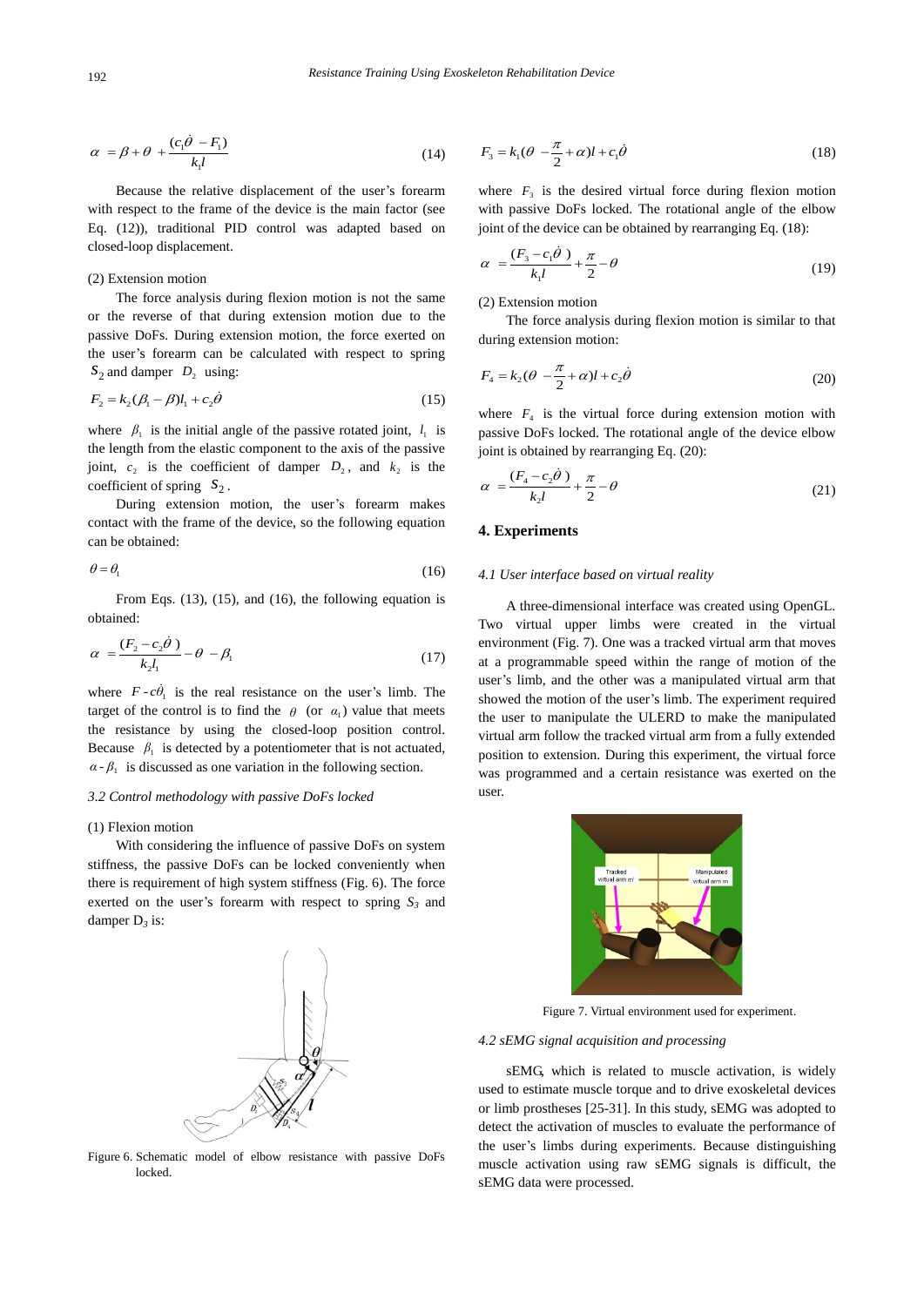$$\alpha = \beta + \theta + \frac{(c_1\dot{\theta} - F_1)}{k_1 l} \tag{14}$$

Because the relative displacement of the user's forearm with respect to the frame of the device is the main factor (see Eq. (12)), traditional PID control was adapted based on closed-loop displacement.

(2) Extension motion

The force analysis during flexion motion is not the same or the reverse of that during extension motion due to the passive DoFs. During extension motion, the force exerted on the user's forearm can be calculated with respect to spring $S_2$ and damper $D_2$ using:

$$F_2 = k_2(\beta_1 - \beta)l_1 + c_2\dot{\theta} \tag{15}$$

where $\beta_1$ is the initial angle of the passive rotated joint, $l_1$ is the length from the elastic component to the axis of the passive joint, $c_2$ is the coefficient of damper $D_2$, and $k_2$ is the coefficient of spring $S_2$.

During extension motion, the user's forearm makes contact with the frame of the device, so the following equation can be obtained:

$$\theta = \theta_1 \tag{16}$$

From Eqs. (13), (15), and (16), the following equation is obtained:

$$\alpha = \frac{(F_2 - c_2\dot{\theta})}{k_2 l_1} - \theta - \beta_1 \tag{17}$$

where $F - c\dot{\theta}_1$ is the real resistance on the user's limb. The target of the control is to find the $\theta$ (or $\alpha_1$) value that meets the resistance by using the closed-loop position control. Because $\beta_1$ is detected by a potentiometer that is not actuated, $\alpha - \beta_1$ is discussed as one variation in the following section.

*3.2 Control methodology with passive DoFs locked*

(1) Flexion motion

With considering the influence of passive DoFs on system stiffness, the passive DoFs can be locked conveniently when there is requirement of high system stiffness (Fig. 6). The force exerted on the user's forearm with respect to spring $S_3$ and damper $D_3$ is:

Figure 6. Schematic model of elbow resistance with passive DoFs locked.

$$F_3 = k_1(\theta - \frac{\pi}{2} + \alpha)l + c_1\dot{\theta} \tag{18}$$

where $F_3$ is the desired virtual force during flexion motion with passive DoFs locked. The rotational angle of the elbow joint of the device can be obtained by rearranging Eq. (18):

$$\alpha = \frac{(F_3 - c_1\dot{\theta})}{k_1 l} + \frac{\pi}{2} - \theta \tag{19}$$

(2) Extension motion

The force analysis during flexion motion is similar to that during extension motion:

$$F_4 = k_2(\theta - \frac{\pi}{2} + \alpha)l + c_2\dot{\theta} \tag{20}$$

where $F_4$ is the virtual force during extension motion with passive DoFs locked. The rotational angle of the device elbow joint is obtained by rearranging Eq. (20):

$$\alpha = \frac{(F_4 - c_2\dot{\theta})}{k_2 l} + \frac{\pi}{2} - \theta \tag{21}$$

## 4. Experiments

*4.1 User interface based on virtual reality*

A three-dimensional interface was created using OpenGL. Two virtual upper limbs were created in the virtual environment (Fig. 7). One was a tracked virtual arm that moves at a programmable speed within the range of motion of the user's limb, and the other was a manipulated virtual arm that showed the motion of the user's limb. The experiment required the user to manipulate the ULERD to make the manipulated virtual arm follow the tracked virtual arm from a fully extended position to extension. During this experiment, the virtual force was programmed and a certain resistance was exerted on the user.

Figure 7. Virtual environment used for experiment.

*4.2 sEMG signal acquisition and processing*

sEMG, which is related to muscle activation, is widely used to estimate muscle torque and to drive exoskeletal devices or limb prostheses [25-31]. In this study, sEMG was adopted to detect the activation of muscles to evaluate the performance of the user's limbs during experiments. Because distinguishing muscle activation using raw sEMG signals is difficult, the sEMG data were processed.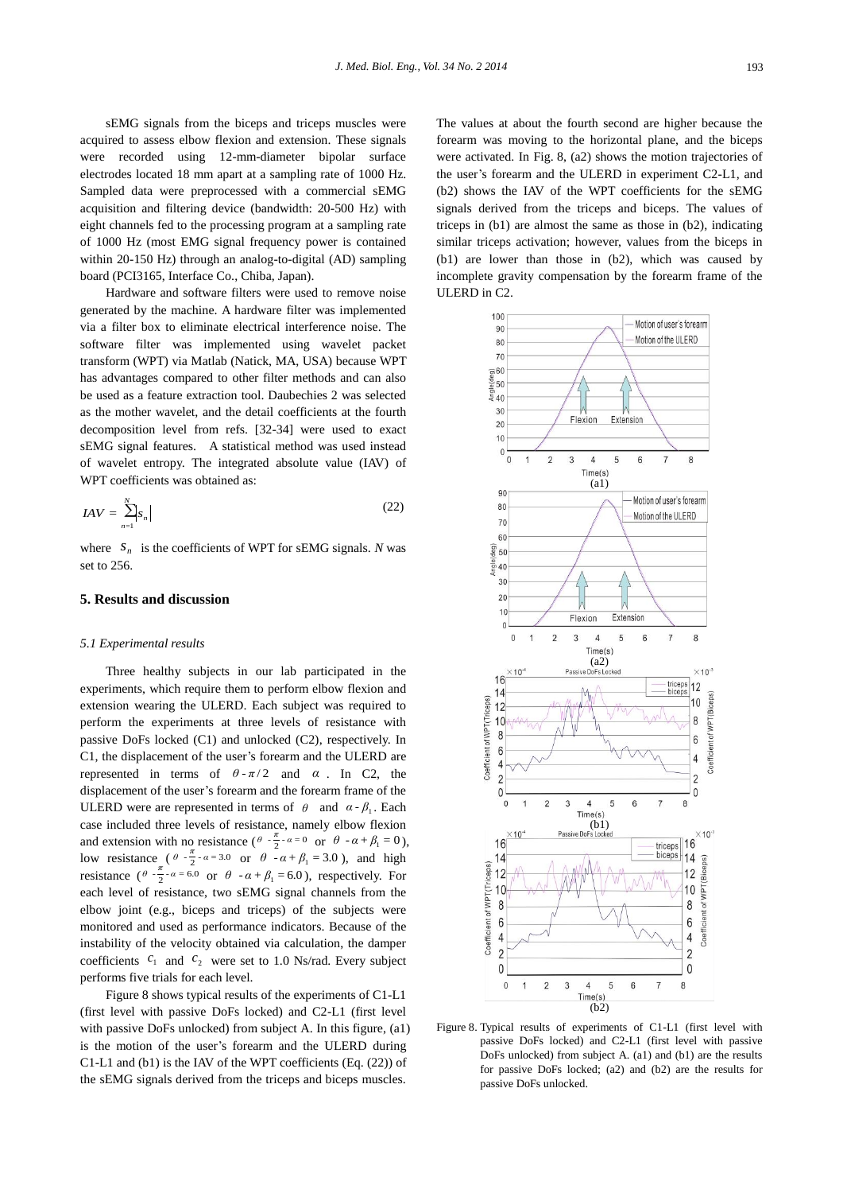sEMG signals from the biceps and triceps muscles were acquired to assess elbow flexion and extension. These signals were recorded using 12-mm-diameter bipolar surface electrodes located 18 mm apart at a sampling rate of 1000 Hz. Sampled data were preprocessed with a commercial sEMG acquisition and filtering device (bandwidth: 20-500 Hz) with eight channels fed to the processing program at a sampling rate of 1000 Hz (most EMG signal frequency power is contained within 20-150 Hz) through an analog-to-digital (AD) sampling board (PCI3165, Interface Co., Chiba, Japan).

Hardware and software filters were used to remove noise generated by the machine. A hardware filter was implemented via a filter box to eliminate electrical interference noise. The software filter was implemented using wavelet packet transform (WPT) via Matlab (Natick, MA, USA) because WPT has advantages compared to other filter methods and can also be used as a feature extraction tool. Daubechies 2 was selected as the mother wavelet, and the detail coefficients at the fourth decomposition level from refs. [32-34] were used to exact sEMG signal features. A statistical method was used instead of wavelet entropy. The integrated absolute value (IAV) of WPT coefficients was obtained as:

$$IAV = \sum_{n=1}^{N} |s_n| \tag{22}$$

where $s_n$ is the coefficients of WPT for sEMG signals. $N$ was set to 256.

## 5. Results and discussion

### 5.1 Experimental results

Three healthy subjects in our lab participated in the experiments, which require them to perform elbow flexion and extension wearing the ULERD. Each subject was required to perform the experiments at three levels of resistance with passive DoFs locked (C1) and unlocked (C2), respectively. In C1, the displacement of the user's forearm and the ULERD are represented in terms of $\theta - \pi/2$ and $\alpha$. In C2, the displacement of the user's forearm and the forearm frame of the ULERD were are represented in terms of $\theta$ and $\alpha - \beta_1$. Each case included three levels of resistance, namely elbow flexion and extension with no resistance ($\theta - \frac{\pi}{2} - \alpha = 0$ or $\theta - \alpha + \beta_1 = 0$), low resistance ($\theta - \frac{\pi}{2} - \alpha = 3.0$ or $\theta - \alpha + \beta_1 = 3.0$), and high resistance ($\theta - \frac{\pi}{2} - \alpha = 6.0$ or $\theta - \alpha + \beta_1 = 6.0$), respectively. For each level of resistance, two sEMG signal channels from the elbow joint (e.g., biceps and triceps) of the subjects were monitored and used as performance indicators. Because of the instability of the velocity obtained via calculation, the damper coefficients $c_1$ and $c_2$ were set to 1.0 Ns/rad. Every subject performs five trials for each level.

Figure 8 shows typical results of the experiments of C1-L1 (first level with passive DoFs locked) and C2-L1 (first level with passive DoFs unlocked) from subject A. In this figure, (a1) is the motion of the user's forearm and the ULERD during C1-L1 and (b1) is the IAV of the WPT coefficients (Eq. (22)) of the sEMG signals derived from the triceps and biceps muscles. The values at about the fourth second are higher because the forearm was moving to the horizontal plane, and the biceps were activated. In Fig. 8, (a2) shows the motion trajectories of the user's forearm and the ULERD in experiment C2-L1, and (b2) shows the IAV of the WPT coefficients for the sEMG signals derived from the triceps and biceps. The values of triceps in (b1) are almost the same as those in (b2), indicating similar triceps activation; however, values from the biceps in (b1) are lower than those in (b2), which was caused by incomplete gravity compensation by the forearm frame of the ULERD in C2.

Figure 8. Typical results of experiments of C1-L1 (first level with passive DoFs locked) and C2-L1 (first level with passive DoFs unlocked) from subject A. (a1) and (b1) are the results for passive DoFs locked; (a2) and (b2) are the results for passive DoFs unlocked.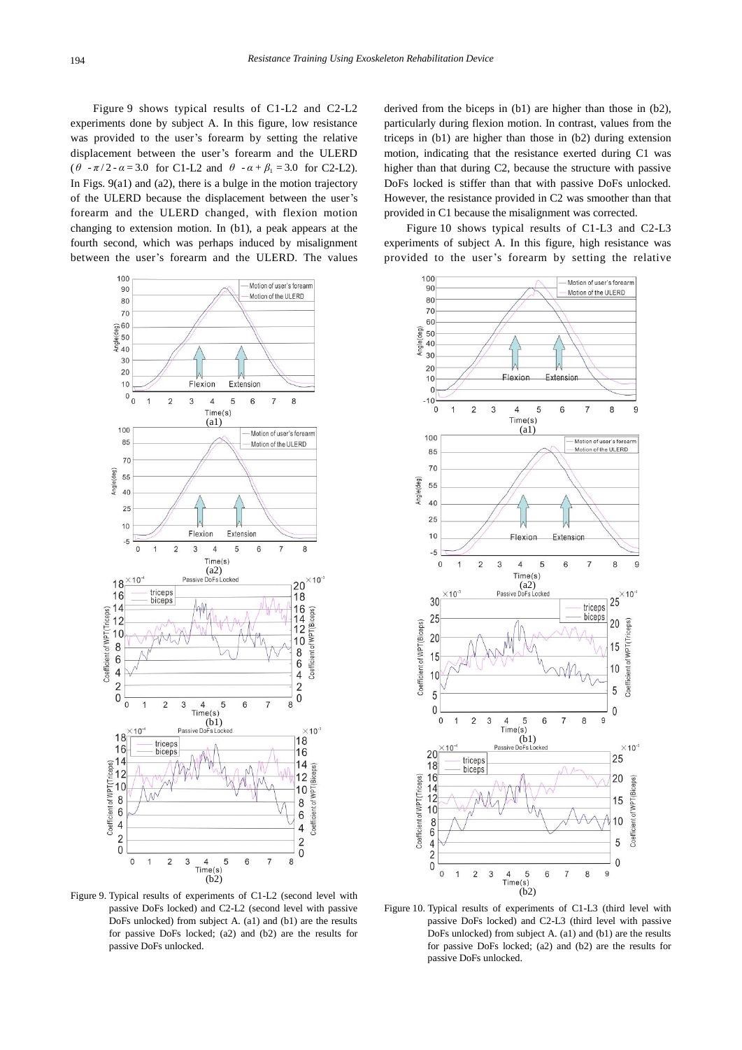Figure 9 shows typical results of C1-L2 and C2-L2 experiments done by subject A. In this figure, low resistance was provided to the user's forearm by setting the relative displacement between the user's forearm and the ULERD ($\theta - \pi/2 - \alpha = 3.0$ for C1-L2 and $\theta - \alpha + \beta_1 = 3.0$ for C2-L2). In Figs. 9(a1) and (a2), there is a bulge in the motion trajectory of the ULERD because the displacement between the user's forearm and the ULERD changed, with flexion motion changing to extension motion. In (b1), a peak appears at the fourth second, which was perhaps induced by misalignment between the user's forearm and the ULERD. The values derived from the biceps in (b1) are higher than those in (b2), particularly during flexion motion. In contrast, values from the triceps in (b1) are higher than those in (b2) during extension motion, indicating that the resistance exerted during C1 was higher than that during C2, because the structure with passive DoFs locked is stiffer than that with passive DoFs unlocked. However, the resistance provided in C2 was smoother than that provided in C1 because the misalignment was corrected.

Figure 10 shows typical results of C1-L3 and C2-L3 experiments of subject A. In this figure, high resistance was provided to the user's forearm by setting the relative

Figure 9. Typical results of experiments of C1-L2 (second level with passive DoFs locked) and C2-L2 (second level with passive DoFs unlocked) from subject A. (a1) and (b1) are the results for passive DoFs locked; (a2) and (b2) are the results for passive DoFs unlocked.

Figure 10. Typical results of experiments of C1-L3 (third level with passive DoFs locked) and C2-L3 (third level with passive DoFs unlocked) from subject A. (a1) and (b1) are the results for passive DoFs locked; (a2) and (b2) are the results for passive DoFs unlocked.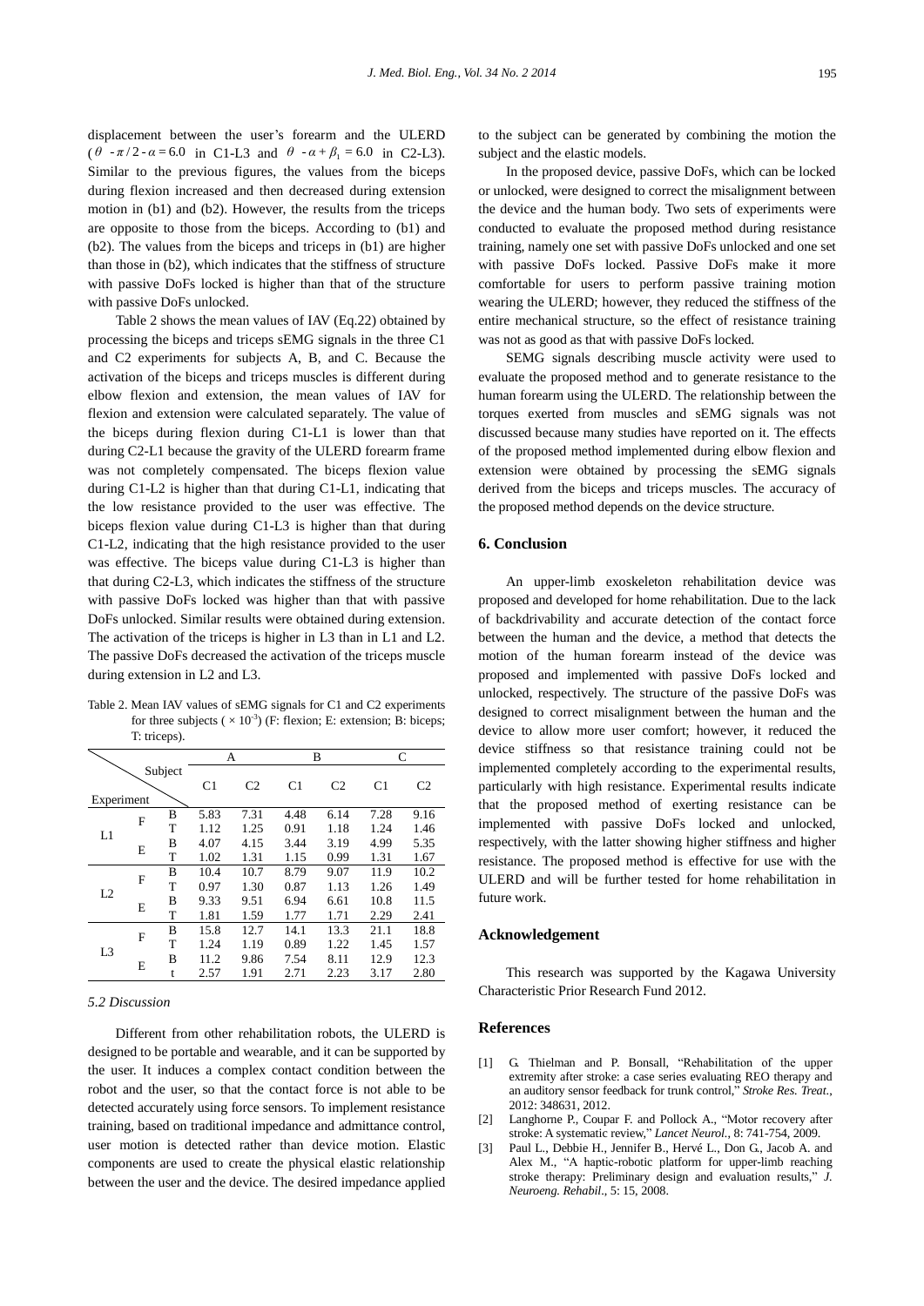displacement between the user's forearm and the ULERD ($\theta - \pi/2 - \alpha = 6.0$ in C1-L3 and $\theta - \alpha + \beta_1 = 6.0$ in C2-L3). Similar to the previous figures, the values from the biceps during flexion increased and then decreased during extension motion in (b1) and (b2). However, the results from the triceps are opposite to those from the biceps. According to (b1) and (b2). The values from the biceps and triceps in (b1) are higher than those in (b2), which indicates that the stiffness of structure with passive DoFs locked is higher than that of the structure with passive DoFs unlocked.

Table 2 shows the mean values of IAV (Eq.22) obtained by processing the biceps and triceps sEMG signals in the three C1 and C2 experiments for subjects A, B, and C. Because the activation of the biceps and triceps muscles is different during elbow flexion and extension, the mean values of IAV for flexion and extension were calculated separately. The value of the biceps during flexion during C1-L1 is lower than that during C2-L1 because the gravity of the ULERD forearm frame was not completely compensated. The biceps flexion value during C1-L2 is higher than that during C1-L1, indicating that the low resistance provided to the user was effective. The biceps flexion value during C1-L3 is higher than that during C1-L2, indicating that the high resistance provided to the user was effective. The biceps value during C1-L3 is higher than that during C2-L3, which indicates the stiffness of the structure with passive DoFs locked was higher than that with passive DoFs unlocked. Similar results were obtained during extension. The activation of the triceps is higher in L3 than in L1 and L2. The passive DoFs decreased the activation of the triceps muscle during extension in L2 and L3.

Table 2. Mean IAV values of sEMG signals for C1 and C2 experiments for three subjects ($\times 10^{-3}$) (F: flexion; E: extension; B: biceps; T: triceps).

| Experiment \ Subject | | | A | | B | | C | |
|---|---|---|---|---|---|---|---|---|
| | | | C1 | C2 | C1 | C2 | C1 | C2 |
| L1 | F | B | 5.83 | 7.31 | 4.48 | 6.14 | 7.28 | 9.16 |
| | | T | 1.12 | 1.25 | 0.91 | 1.18 | 1.24 | 1.46 |
| | E | B | 4.07 | 4.15 | 3.44 | 3.19 | 4.99 | 5.35 |
| | | T | 1.02 | 1.31 | 1.15 | 0.99 | 1.31 | 1.67 |
| L2 | F | B | 10.4 | 10.7 | 8.79 | 9.07 | 11.9 | 10.2 |
| | | T | 0.97 | 1.30 | 0.87 | 1.13 | 1.26 | 1.49 |
| | E | B | 9.33 | 9.51 | 6.94 | 6.61 | 10.8 | 11.5 |
| | | T | 1.81 | 1.59 | 1.77 | 1.71 | 2.29 | 2.41 |
| L3 | F | B | 15.8 | 12.7 | 14.1 | 13.3 | 21.1 | 18.8 |
| | | T | 1.24 | 1.19 | 0.89 | 1.22 | 1.45 | 1.57 |
| | E | B | 11.2 | 9.86 | 7.54 | 8.11 | 12.9 | 12.3 |
| | | t | 2.57 | 1.91 | 2.71 | 2.23 | 3.17 | 2.80 |

### *5.2 Discussion*

Different from other rehabilitation robots, the ULERD is designed to be portable and wearable, and it can be supported by the user. It induces a complex contact condition between the robot and the user, so that the contact force is not able to be detected accurately using force sensors. To implement resistance training, based on traditional impedance and admittance control, user motion is detected rather than device motion. Elastic components are used to create the physical elastic relationship between the user and the device. The desired impedance applied to the subject can be generated by combining the motion the subject and the elastic models.

In the proposed device, passive DoFs, which can be locked or unlocked, were designed to correct the misalignment between the device and the human body. Two sets of experiments were conducted to evaluate the proposed method during resistance training, namely one set with passive DoFs unlocked and one set with passive DoFs locked. Passive DoFs make it more comfortable for users to perform passive training motion wearing the ULERD; however, they reduced the stiffness of the entire mechanical structure, so the effect of resistance training was not as good as that with passive DoFs locked.

SEMG signals describing muscle activity were used to evaluate the proposed method and to generate resistance to the human forearm using the ULERD. The relationship between the torques exerted from muscles and sEMG signals was not discussed because many studies have reported on it. The effects of the proposed method implemented during elbow flexion and extension were obtained by processing the sEMG signals derived from the biceps and triceps muscles. The accuracy of the proposed method depends on the device structure.

## 6. Conclusion

An upper-limb exoskeleton rehabilitation device was proposed and developed for home rehabilitation. Due to the lack of backdrivability and accurate detection of the contact force between the human and the device, a method that detects the motion of the human forearm instead of the device was proposed and implemented with passive DoFs locked and unlocked, respectively. The structure of the passive DoFs was designed to correct misalignment between the human and the device to allow more user comfort; however, it reduced the device stiffness so that resistance training could not be implemented completely according to the experimental results, particularly with high resistance. Experimental results indicate that the proposed method of exerting resistance can be implemented with passive DoFs locked and unlocked, respectively, with the latter showing higher stiffness and higher resistance. The proposed method is effective for use with the ULERD and will be further tested for home rehabilitation in future work.

## Acknowledgement

This research was supported by the Kagawa University Characteristic Prior Research Fund 2012.

## References

[1] G. Thielman and P. Bonsall, "Rehabilitation of the upper extremity after stroke: a case series evaluating REO therapy and an auditory sensor feedback for trunk control," *Stroke Res. Treat.*, 2012: 348631, 2012.

[2] Langhorne P., Coupar F. and Pollock A., "Motor recovery after stroke: A systematic review," *Lancet Neurol.*, 8: 741-754, 2009.

[3] Paul L., Debbie H., Jennifer B., Hervé L., Don G., Jacob A. and Alex M., "A haptic-robotic platform for upper-limb reaching stroke therapy: Preliminary design and evaluation results," *J. Neuroeng. Rehabil*., 5: 15, 2008.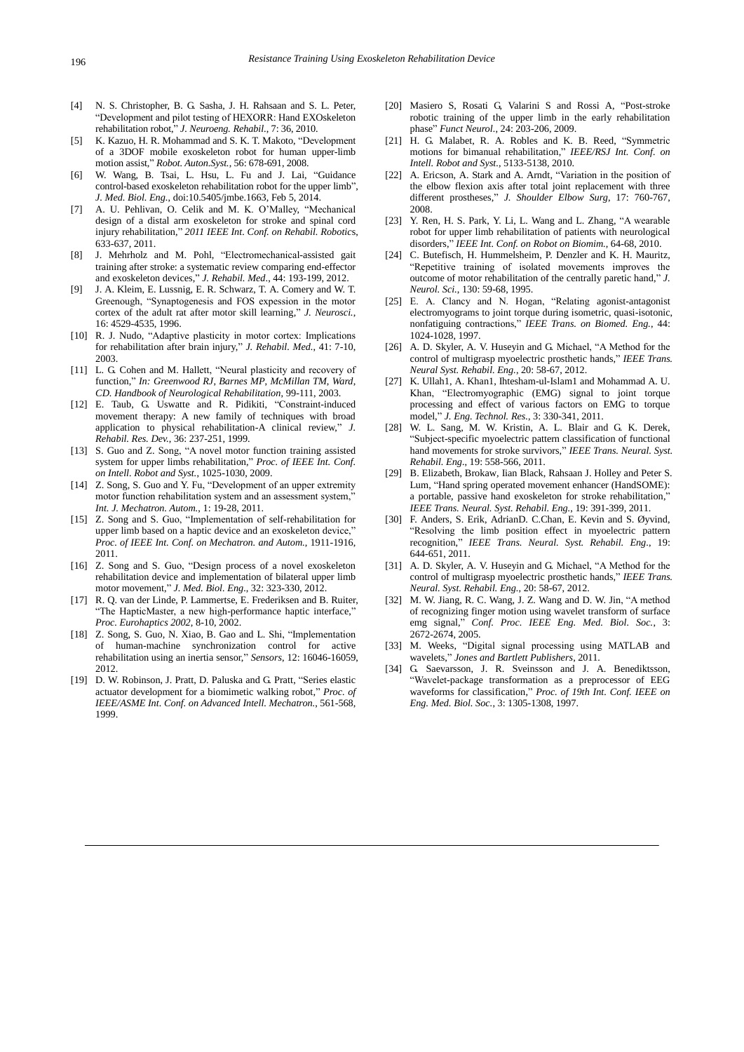[4] N. S. Christopher, B. G. Sasha, J. H. Rahsaan and S. L. Peter, "Development and pilot testing of HEXORR: Hand EXOskeleton rehabilitation robot," *J. Neuroeng. Rehabil.*, 7: 36, 2010.

[5] K. Kazuo, H. R. Mohammad and S. K. T. Makoto, "Development of a 3DOF mobile exoskeleton robot for human upper-limb motion assist," *Robot. Auton.Syst.*, 56: 678-691, 2008.

[6] W. Wang, B. Tsai, L. Hsu, L. Fu and J. Lai, "Guidance control-based exoskeleton rehabilitation robot for the upper limb", *J. Med. Biol. Eng.*, doi:10.5405/jmbe.1663, Feb 5, 2014.

[7] A. U. Pehlivan, O. Celik and M. K. O'Malley, "Mechanical design of a distal arm exoskeleton for stroke and spinal cord injury rehabilitation," *2011 IEEE Int. Conf. on Rehabil. Robotics*, 633-637, 2011.

[8] J. Mehrholz and M. Pohl, "Electromechanical-assisted gait training after stroke: a systematic review comparing end-effector and exoskeleton devices," *J. Rehabil. Med*., 44: 193-199, 2012.

[9] J. A. Kleim, E. Lussnig, E. R. Schwarz, T. A. Comery and W. T. Greenough, "Synaptogenesis and FOS expession in the motor cortex of the adult rat after motor skill learning," *J. Neurosci.*, 16: 4529-4535, 1996.

[10] R. J. Nudo, "Adaptive plasticity in motor cortex: Implications for rehabilitation after brain injury," *J. Rehabil. Med.*, 41: 7-10, 2003.

[11] L. G. Cohen and M. Hallett, "Neural plasticity and recovery of function," *In: Greenwood RJ, Barnes MP, McMillan TM, Ward, CD. Handbook of Neurological Rehabilitation*, 99-111, 2003.

[12] E. Taub, G. Uswatte and R. Pidikiti, "Constraint-induced movement therapy: A new family of techniques with broad application to physical rehabilitation-A clinical review," *J. Rehabil. Res. Dev.*, 36: 237-251, 1999.

[13] S. Guo and Z. Song, "A novel motor function training assisted system for upper limbs rehabilitation," *Proc. of IEEE Int. Conf. on Intell. Robot and Syst.*, 1025-1030, 2009.

[14] Z. Song, S. Guo and Y. Fu, "Development of an upper extremity motor function rehabilitation system and an assessment system," *Int. J. Mechatron. Autom.*, 1: 19-28, 2011.

[15] Z. Song and S. Guo, "Implementation of self-rehabilitation for upper limb based on a haptic device and an exoskeleton device," *Proc. of IEEE Int. Conf. on Mechatron. and Autom.*, 1911-1916, 2011.

[16] Z. Song and S. Guo, "Design process of a novel exoskeleton rehabilitation device and implementation of bilateral upper limb motor movement," *J. Med. Biol. Eng.*, 32: 323-330, 2012.

[17] R. Q. van der Linde, P. Lammertse, E. Frederiksen and B. Ruiter, "The HapticMaster, a new high-performance haptic interface," *Proc. Eurohaptics 2002*, 8-10, 2002.

[18] Z. Song, S. Guo, N. Xiao, B. Gao and L. Shi, "Implementation of human-machine synchronization control for active rehabilitation using an inertia sensor," *Sensors*, 12: 16046-16059, 2012.

[19] D. W. Robinson, J. Pratt, D. Paluska and G. Pratt, "Series elastic actuator development for a biomimetic walking robot," *Proc. of IEEE/ASME Int. Conf. on Advanced Intell. Mechatron.*, 561-568, 1999.

[20] Masiero S, Rosati G, Valarini S and Rossi A, "Post-stroke robotic training of the upper limb in the early rehabilitation phase" *Funct Neurol.*, 24: 203-206, 2009.

[21] H. G. Malabet, R. A. Robles and K. B. Reed, "Symmetric motions for bimanual rehabilitation," *IEEE/RSJ Int. Conf. on Intell. Robot and Syst.*, 5133-5138, 2010.

[22] A. Ericson, A. Stark and A. Arndt, "Variation in the position of the elbow flexion axis after total joint replacement with three different prostheses," *J. Shoulder Elbow Surg*, 17: 760-767, 2008.

[23] Y. Ren, H. S. Park, Y. Li, L. Wang and L. Zhang, "A wearable robot for upper limb rehabilitation of patients with neurological disorders," *IEEE Int. Conf. on Robot on Biomim.*, 64-68, 2010.

[24] C. Butefisch, H. Hummelsheim, P. Denzler and K. H. Mauritz, "Repetitive training of isolated movements improves the outcome of motor rehabilitation of the centrally paretic hand," *J. Neurol. Sci.*, 130: 59-68, 1995.

[25] E. A. Clancy and N. Hogan, "Relating agonist-antagonist electromyograms to joint torque during isometric, quasi-isotonic, nonfatiguing contractions," *IEEE Trans. on Biomed. Eng.*, 44: 1024-1028, 1997.

[26] A. D. Skyler, A. V. Huseyin and G. Michael, "A Method for the control of multigrasp myoelectric prosthetic hands," *IEEE Trans. Neural Syst. Rehabil. Eng.*, 20: 58-67, 2012.

[27] K. Ullah1, A. Khan1, Ihtesham-ul-Islam1 and Mohammad A. U. Khan, "Electromyographic (EMG) signal to joint torque processing and effect of various factors on EMG to torque model," *J. Eng. Technol. Res.*, 3: 330-341, 2011.

[28] W. L. Sang, M. W. Kristin, A. L. Blair and G. K. Derek, "Subject-specific myoelectric pattern classification of functional hand movements for stroke survivors," *IEEE Trans. Neural. Syst. Rehabil. Eng.*, 19: 558-566, 2011.

[29] B. Elizabeth, Brokaw, Iian Black, Rahsaan J. Holley and Peter S. Lum, "Hand spring operated movement enhancer (HandSOME): a portable, passive hand exoskeleton for stroke rehabilitation," *IEEE Trans. Neural. Syst. Rehabil. Eng.*, 19: 391-399, 2011.

[30] F. Anders, S. Erik, AdrianD. C.Chan, E. Kevin and S. Øyvind, "Resolving the limb position effect in myoelectric pattern recognition," *IEEE Trans. Neural. Syst. Rehabil. Eng.*, 19: 644-651, 2011.

[31] A. D. Skyler, A. V. Huseyin and G. Michael, "A Method for the control of multigrasp myoelectric prosthetic hands," *IEEE Trans. Neural. Syst. Rehabil. Eng.*, 20: 58-67, 2012.

[32] M. W. Jiang, R. C. Wang, J. Z. Wang and D. W. Jin, "A method of recognizing finger motion using wavelet transform of surface emg signal," *Conf. Proc. IEEE Eng. Med. Biol. Soc.*, 3: 2672-2674, 2005.

[33] M. Weeks, "Digital signal processing using MATLAB and wavelets," *Jones and Bartlett Publishers*, 2011.

[34] G. Saevarsson, J. R. Sveinsson and J. A. Benediktsson, "Wavelet-package transformation as a preprocessor of EEG waveforms for classification," *Proc. of 19th Int. Conf. IEEE on Eng. Med. Biol. Soc.*, 3: 1305-1308, 1997.